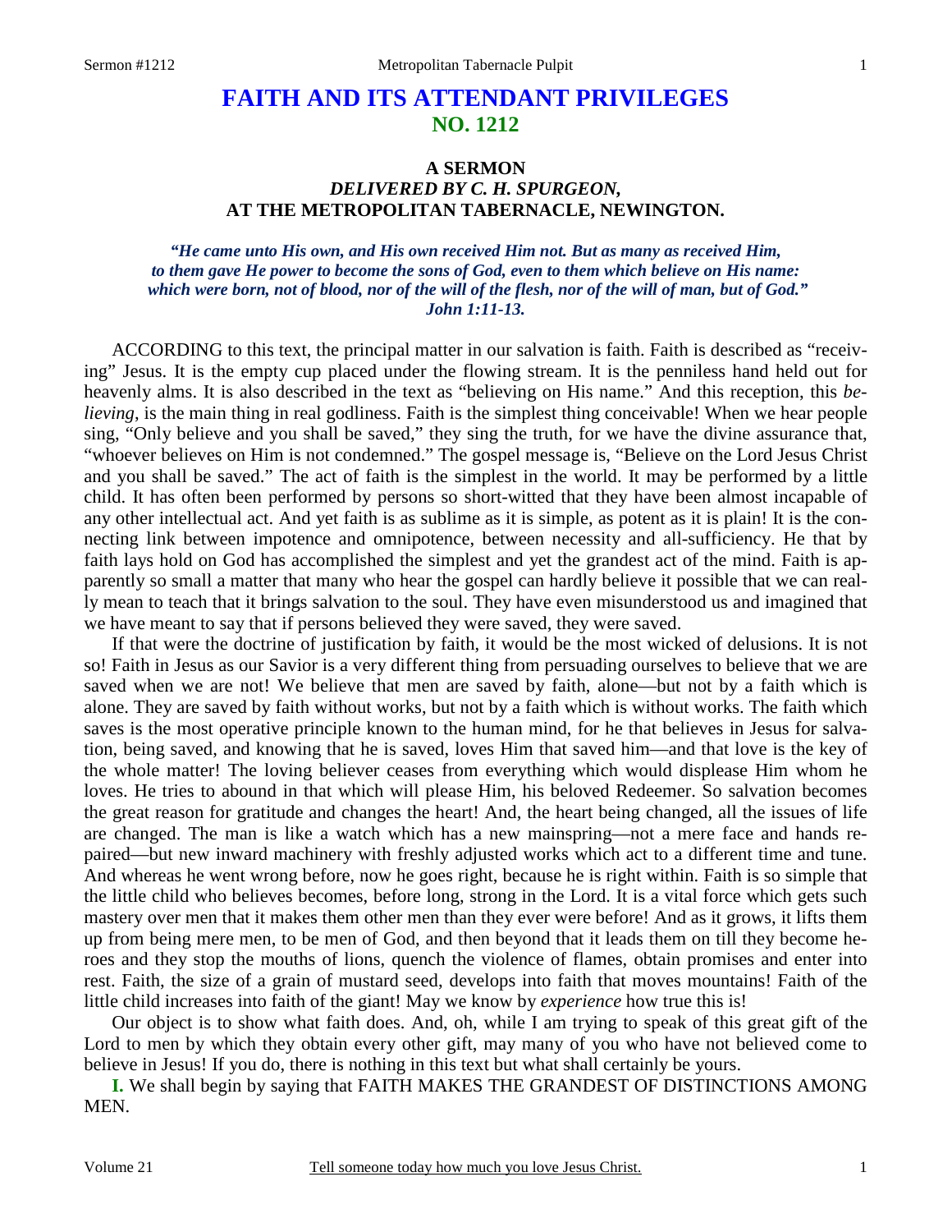# FAITH AND ITS ATTENDANT PRIVILEGES
## NO. 1212

### A SERMON
### *DELIVERED BY C. H. SPURGEON,*
### AT THE METROPOLITAN TABERNACLE, NEWINGTON.

***"He came unto His own, and His own received Him not. But as many as received Him, to them gave He power to become the sons of God, even to them which believe on His name: which were born, not of blood, nor of the will of the flesh, nor of the will of man, but of God." John 1:11-13.***

ACCORDING to this text, the principal matter in our salvation is faith. Faith is described as "receiving" Jesus. It is the empty cup placed under the flowing stream. It is the penniless hand held out for heavenly alms. It is also described in the text as "believing on His name." And this reception, this *believing,* is the main thing in real godliness. Faith is the simplest thing conceivable! When we hear people sing, "Only believe and you shall be saved," they sing the truth, for we have the divine assurance that, "whoever believes on Him is not condemned." The gospel message is, "Believe on the Lord Jesus Christ and you shall be saved." The act of faith is the simplest in the world. It may be performed by a little child. It has often been performed by persons so short-witted that they have been almost incapable of any other intellectual act. And yet faith is as sublime as it is simple, as potent as it is plain! It is the connecting link between impotence and omnipotence, between necessity and all-sufficiency. He that by faith lays hold on God has accomplished the simplest and yet the grandest act of the mind. Faith is apparently so small a matter that many who hear the gospel can hardly believe it possible that we can really mean to teach that it brings salvation to the soul. They have even misunderstood us and imagined that we have meant to say that if persons believed they were saved, they were saved.

If that were the doctrine of justification by faith, it would be the most wicked of delusions. It is not so! Faith in Jesus as our Savior is a very different thing from persuading ourselves to believe that we are saved when we are not! We believe that men are saved by faith, alone—but not by a faith which is alone. They are saved by faith without works, but not by a faith which is without works. The faith which saves is the most operative principle known to the human mind, for he that believes in Jesus for salvation, being saved, and knowing that he is saved, loves Him that saved him—and that love is the key of the whole matter! The loving believer ceases from everything which would displease Him whom he loves. He tries to abound in that which will please Him, his beloved Redeemer. So salvation becomes the great reason for gratitude and changes the heart! And, the heart being changed, all the issues of life are changed. The man is like a watch which has a new mainspring—not a mere face and hands repaired—but new inward machinery with freshly adjusted works which act to a different time and tune. And whereas he went wrong before, now he goes right, because he is right within. Faith is so simple that the little child who believes becomes, before long, strong in the Lord. It is a vital force which gets such mastery over men that it makes them other men than they ever were before! And as it grows, it lifts them up from being mere men, to be men of God, and then beyond that it leads them on till they become heroes and they stop the mouths of lions, quench the violence of flames, obtain promises and enter into rest. Faith, the size of a grain of mustard seed, develops into faith that moves mountains! Faith of the little child increases into faith of the giant! May we know by *experience* how true this is!

Our object is to show what faith does. And, oh, while I am trying to speak of this great gift of the Lord to men by which they obtain every other gift, may many of you who have not believed come to believe in Jesus! If you do, there is nothing in this text but what shall certainly be yours.

**I.** We shall begin by saying that FAITH MAKES THE GRANDEST OF DISTINCTIONS AMONG MEN.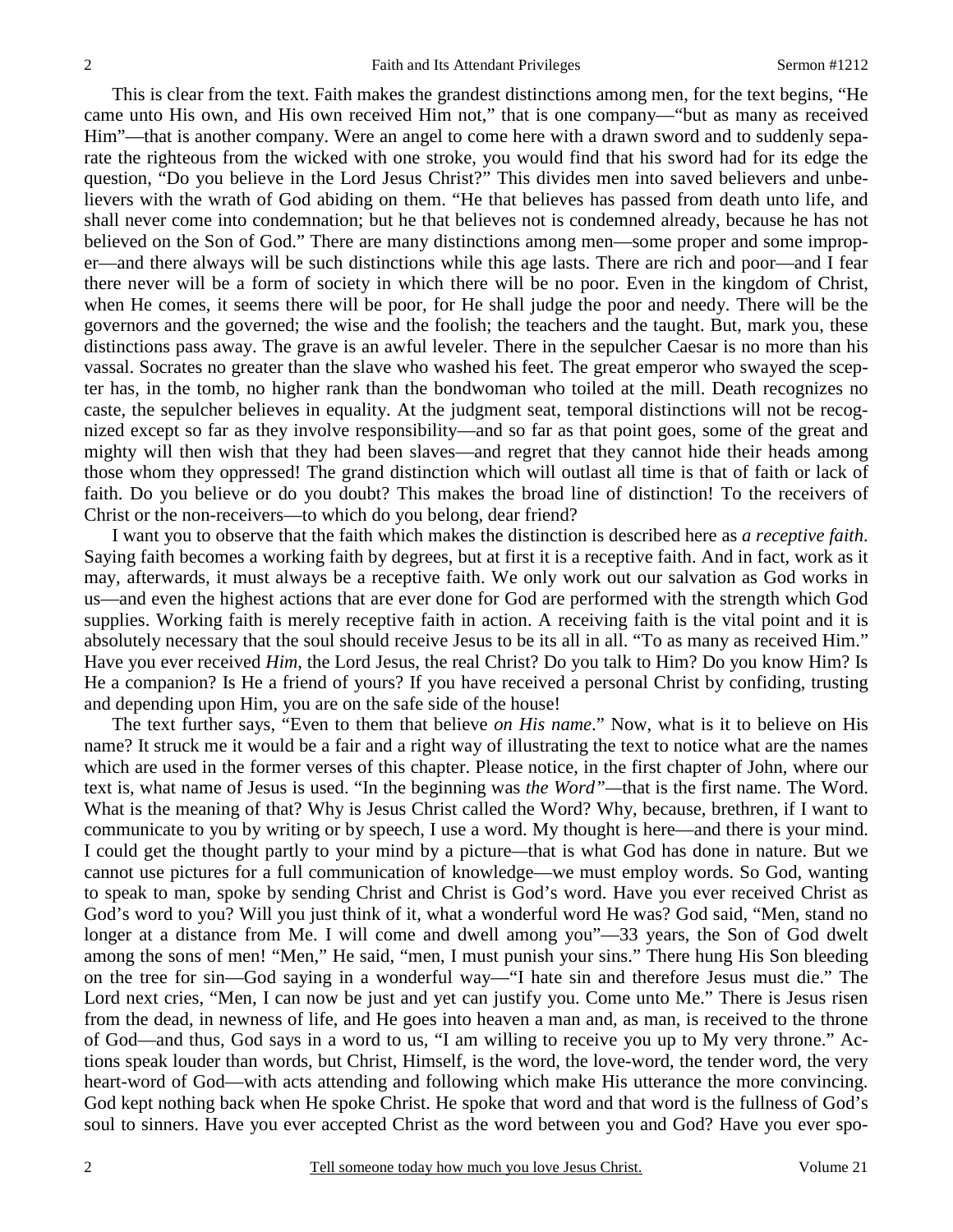This is clear from the text. Faith makes the grandest distinctions among men, for the text begins, "He came unto His own, and His own received Him not," that is one company—"but as many as received Him"—that is another company. Were an angel to come here with a drawn sword and to suddenly separate the righteous from the wicked with one stroke, you would find that his sword had for its edge the question, "Do you believe in the Lord Jesus Christ?" This divides men into saved believers and unbelievers with the wrath of God abiding on them. "He that believes has passed from death unto life, and shall never come into condemnation; but he that believes not is condemned already, because he has not believed on the Son of God." There are many distinctions among men—some proper and some improper—and there always will be such distinctions while this age lasts. There are rich and poor—and I fear there never will be a form of society in which there will be no poor. Even in the kingdom of Christ, when He comes, it seems there will be poor, for He shall judge the poor and needy. There will be the governors and the governed; the wise and the foolish; the teachers and the taught. But, mark you, these distinctions pass away. The grave is an awful leveler. There in the sepulcher Caesar is no more than his vassal. Socrates no greater than the slave who washed his feet. The great emperor who swayed the scepter has, in the tomb, no higher rank than the bondwoman who toiled at the mill. Death recognizes no caste, the sepulcher believes in equality. At the judgment seat, temporal distinctions will not be recognized except so far as they involve responsibility—and so far as that point goes, some of the great and mighty will then wish that they had been slaves—and regret that they cannot hide their heads among those whom they oppressed! The grand distinction which will outlast all time is that of faith or lack of faith. Do you believe or do you doubt? This makes the broad line of distinction! To the receivers of Christ or the non-receivers—to which do you belong, dear friend?

I want you to observe that the faith which makes the distinction is described here as *a receptive faith*. Saying faith becomes a working faith by degrees, but at first it is a receptive faith. And in fact, work as it may, afterwards, it must always be a receptive faith. We only work out our salvation as God works in us—and even the highest actions that are ever done for God are performed with the strength which God supplies. Working faith is merely receptive faith in action. A receiving faith is the vital point and it is absolutely necessary that the soul should receive Jesus to be its all in all. "To as many as received Him." Have you ever received *Him*, the Lord Jesus, the real Christ? Do you talk to Him? Do you know Him? Is He a companion? Is He a friend of yours? If you have received a personal Christ by confiding, trusting and depending upon Him, you are on the safe side of the house!

The text further says, "Even to them that believe *on His name*." Now, what is it to believe on His name? It struck me it would be a fair and a right way of illustrating the text to notice what are the names which are used in the former verses of this chapter. Please notice, in the first chapter of John, where our text is, what name of Jesus is used. "In the beginning was *the Word"*—that is the first name. The Word. What is the meaning of that? Why is Jesus Christ called the Word? Why, because, brethren, if I want to communicate to you by writing or by speech, I use a word. My thought is here—and there is your mind. I could get the thought partly to your mind by a picture—that is what God has done in nature. But we cannot use pictures for a full communication of knowledge—we must employ words. So God, wanting to speak to man, spoke by sending Christ and Christ is God's word. Have you ever received Christ as God's word to you? Will you just think of it, what a wonderful word He was? God said, "Men, stand no longer at a distance from Me. I will come and dwell among you"—33 years, the Son of God dwelt among the sons of men! "Men," He said, "men, I must punish your sins." There hung His Son bleeding on the tree for sin—God saying in a wonderful way—"I hate sin and therefore Jesus must die." The Lord next cries, "Men, I can now be just and yet can justify you. Come unto Me." There is Jesus risen from the dead, in newness of life, and He goes into heaven a man and, as man, is received to the throne of God—and thus, God says in a word to us, "I am willing to receive you up to My very throne." Actions speak louder than words, but Christ, Himself, is the word, the love-word, the tender word, the very heart-word of God—with acts attending and following which make His utterance the more convincing. God kept nothing back when He spoke Christ. He spoke that word and that word is the fullness of God's soul to sinners. Have you ever accepted Christ as the word between you and God? Have you ever spo-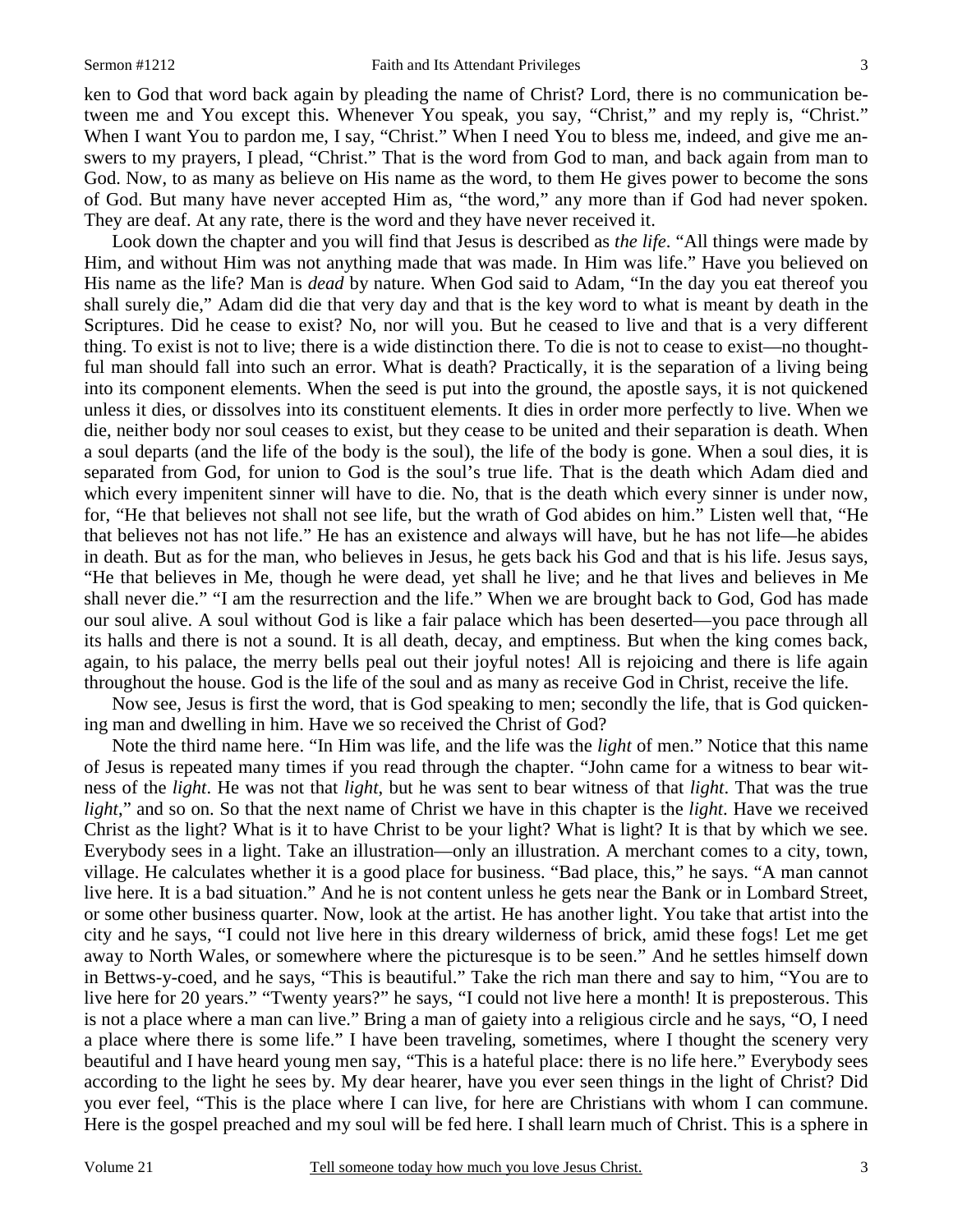ken to God that word back again by pleading the name of Christ? Lord, there is no communication between me and You except this. Whenever You speak, you say, "Christ," and my reply is, "Christ." When I want You to pardon me, I say, "Christ." When I need You to bless me, indeed, and give me answers to my prayers, I plead, "Christ." That is the word from God to man, and back again from man to God. Now, to as many as believe on His name as the word, to them He gives power to become the sons of God. But many have never accepted Him as, "the word," any more than if God had never spoken. They are deaf. At any rate, there is the word and they have never received it.

Look down the chapter and you will find that Jesus is described as *the life*. "All things were made by Him, and without Him was not anything made that was made. In Him was life." Have you believed on His name as the life? Man is *dead* by nature. When God said to Adam, "In the day you eat thereof you shall surely die," Adam did die that very day and that is the key word to what is meant by death in the Scriptures. Did he cease to exist? No, nor will you. But he ceased to live and that is a very different thing. To exist is not to live; there is a wide distinction there. To die is not to cease to exist—no thoughtful man should fall into such an error. What is death? Practically, it is the separation of a living being into its component elements. When the seed is put into the ground, the apostle says, it is not quickened unless it dies, or dissolves into its constituent elements. It dies in order more perfectly to live. When we die, neither body nor soul ceases to exist, but they cease to be united and their separation is death. When a soul departs (and the life of the body is the soul), the life of the body is gone. When a soul dies, it is separated from God, for union to God is the soul's true life. That is the death which Adam died and which every impenitent sinner will have to die. No, that is the death which every sinner is under now, for, "He that believes not shall not see life, but the wrath of God abides on him." Listen well that, "He that believes not has not life." He has an existence and always will have, but he has not life—he abides in death. But as for the man, who believes in Jesus, he gets back his God and that is his life. Jesus says, "He that believes in Me, though he were dead, yet shall he live; and he that lives and believes in Me shall never die." "I am the resurrection and the life." When we are brought back to God, God has made our soul alive. A soul without God is like a fair palace which has been deserted—you pace through all its halls and there is not a sound. It is all death, decay, and emptiness. But when the king comes back, again, to his palace, the merry bells peal out their joyful notes! All is rejoicing and there is life again throughout the house. God is the life of the soul and as many as receive God in Christ, receive the life.

Now see, Jesus is first the word, that is God speaking to men; secondly the life, that is God quickening man and dwelling in him. Have we so received the Christ of God?

Note the third name here. "In Him was life, and the life was the *light* of men." Notice that this name of Jesus is repeated many times if you read through the chapter. "John came for a witness to bear witness of the *light*. He was not that *light*, but he was sent to bear witness of that *light*. That was the true *light*," and so on. So that the next name of Christ we have in this chapter is the *light*. Have we received Christ as the light? What is it to have Christ to be your light? What is light? It is that by which we see. Everybody sees in a light. Take an illustration—only an illustration. A merchant comes to a city, town, village. He calculates whether it is a good place for business. "Bad place, this," he says. "A man cannot live here. It is a bad situation." And he is not content unless he gets near the Bank or in Lombard Street, or some other business quarter. Now, look at the artist. He has another light. You take that artist into the city and he says, "I could not live here in this dreary wilderness of brick, amid these fogs! Let me get away to North Wales, or somewhere where the picturesque is to be seen." And he settles himself down in Bettws-y-coed, and he says, "This is beautiful." Take the rich man there and say to him, "You are to live here for 20 years." "Twenty years?" he says, "I could not live here a month! It is preposterous. This is not a place where a man can live." Bring a man of gaiety into a religious circle and he says, "O, I need a place where there is some life." I have been traveling, sometimes, where I thought the scenery very beautiful and I have heard young men say, "This is a hateful place: there is no life here." Everybody sees according to the light he sees by. My dear hearer, have you ever seen things in the light of Christ? Did you ever feel, "This is the place where I can live, for here are Christians with whom I can commune. Here is the gospel preached and my soul will be fed here. I shall learn much of Christ. This is a sphere in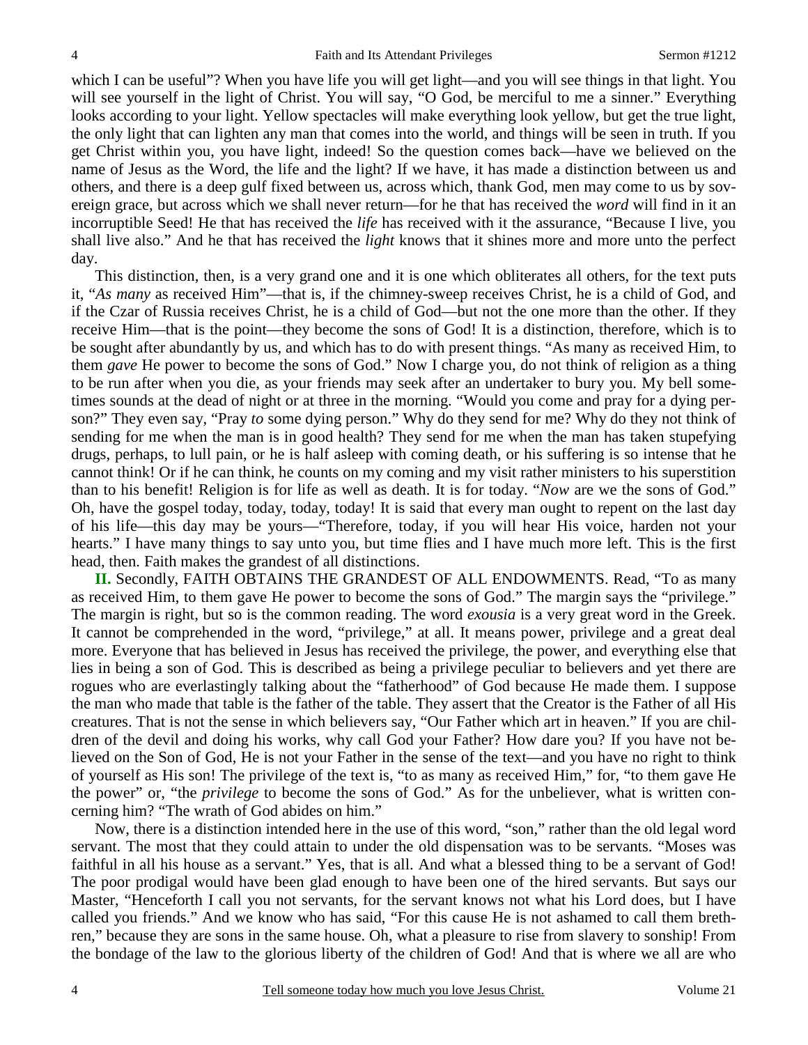which I can be useful"? When you have life you will get light—and you will see things in that light. You will see yourself in the light of Christ. You will say, "O God, be merciful to me a sinner." Everything looks according to your light. Yellow spectacles will make everything look yellow, but get the true light, the only light that can lighten any man that comes into the world, and things will be seen in truth. If you get Christ within you, you have light, indeed! So the question comes back—have we believed on the name of Jesus as the Word, the life and the light? If we have, it has made a distinction between us and others, and there is a deep gulf fixed between us, across which, thank God, men may come to us by sovereign grace, but across which we shall never return—for he that has received the *word* will find in it an incorruptible Seed! He that has received the *life* has received with it the assurance, "Because I live, you shall live also." And he that has received the *light* knows that it shines more and more unto the perfect day.

This distinction, then, is a very grand one and it is one which obliterates all others, for the text puts it, "*As many* as received Him"—that is, if the chimney-sweep receives Christ, he is a child of God, and if the Czar of Russia receives Christ, he is a child of God—but not the one more than the other. If they receive Him—that is the point—they become the sons of God! It is a distinction, therefore, which is to be sought after abundantly by us, and which has to do with present things. "As many as received Him, to them *gave* He power to become the sons of God." Now I charge you, do not think of religion as a thing to be run after when you die, as your friends may seek after an undertaker to bury you. My bell sometimes sounds at the dead of night or at three in the morning. "Would you come and pray for a dying person?" They even say, "Pray *to* some dying person." Why do they send for me? Why do they not think of sending for me when the man is in good health? They send for me when the man has taken stupefying drugs, perhaps, to lull pain, or he is half asleep with coming death, or his suffering is so intense that he cannot think! Or if he can think, he counts on my coming and my visit rather ministers to his superstition than to his benefit! Religion is for life as well as death. It is for today. "*Now* are we the sons of God." Oh, have the gospel today, today, today, today! It is said that every man ought to repent on the last day of his life—this day may be yours—"Therefore, today, if you will hear His voice, harden not your hearts." I have many things to say unto you, but time flies and I have much more left. This is the first head, then. Faith makes the grandest of all distinctions.

**II.** Secondly, FAITH OBTAINS THE GRANDEST OF ALL ENDOWMENTS. Read, "To as many as received Him, to them gave He power to become the sons of God." The margin says the "privilege." The margin is right, but so is the common reading. The word *exousia* is a very great word in the Greek. It cannot be comprehended in the word, "privilege," at all. It means power, privilege and a great deal more. Everyone that has believed in Jesus has received the privilege, the power, and everything else that lies in being a son of God. This is described as being a privilege peculiar to believers and yet there are rogues who are everlastingly talking about the "fatherhood" of God because He made them. I suppose the man who made that table is the father of the table. They assert that the Creator is the Father of all His creatures. That is not the sense in which believers say, "Our Father which art in heaven." If you are children of the devil and doing his works, why call God your Father? How dare you? If you have not believed on the Son of God, He is not your Father in the sense of the text—and you have no right to think of yourself as His son! The privilege of the text is, "to as many as received Him," for, "to them gave He the power" or, "the *privilege* to become the sons of God." As for the unbeliever, what is written concerning him? "The wrath of God abides on him."

Now, there is a distinction intended here in the use of this word, "son," rather than the old legal word servant. The most that they could attain to under the old dispensation was to be servants. "Moses was faithful in all his house as a servant." Yes, that is all. And what a blessed thing to be a servant of God! The poor prodigal would have been glad enough to have been one of the hired servants. But says our Master, "Henceforth I call you not servants, for the servant knows not what his Lord does, but I have called you friends." And we know who has said, "For this cause He is not ashamed to call them brethren," because they are sons in the same house. Oh, what a pleasure to rise from slavery to sonship! From the bondage of the law to the glorious liberty of the children of God! And that is where we all are who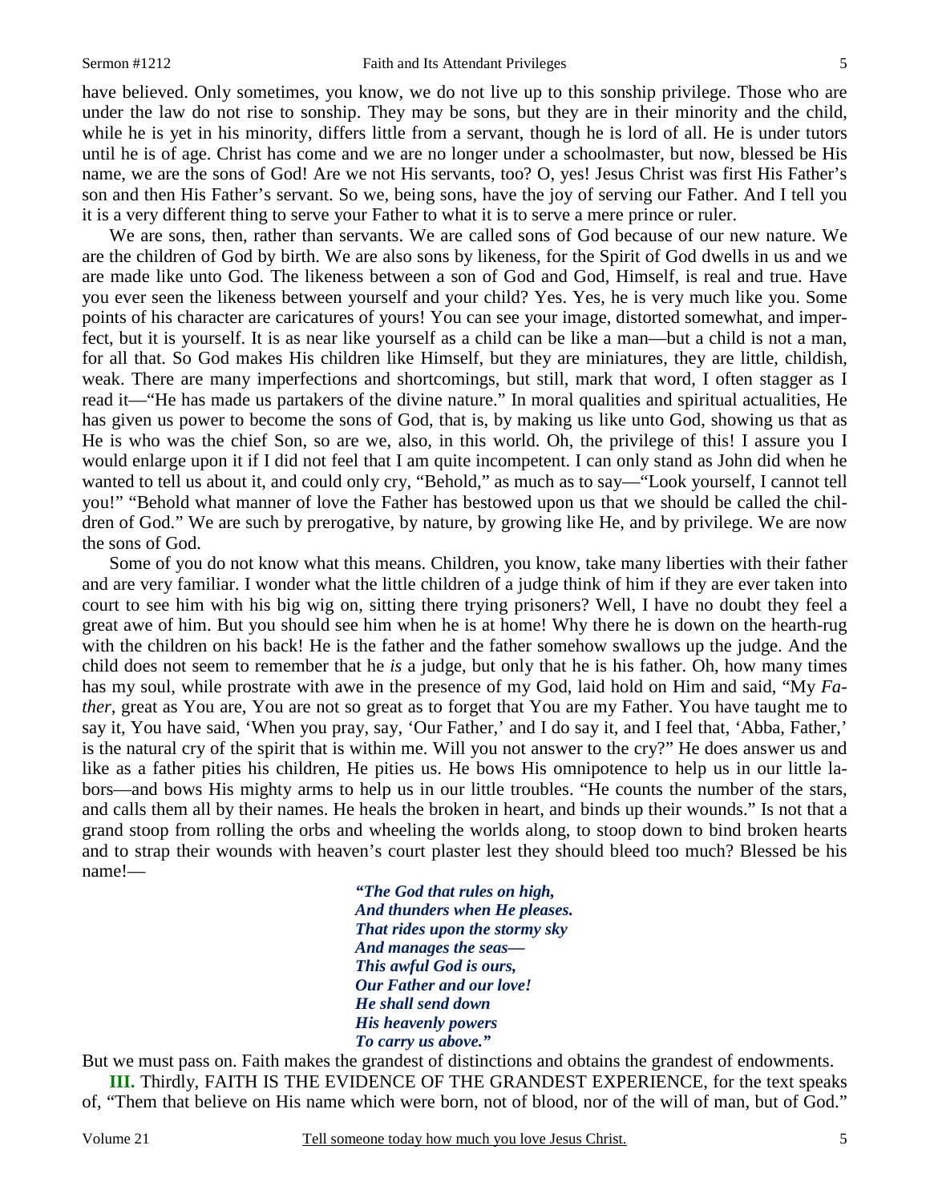have believed. Only sometimes, you know, we do not live up to this sonship privilege. Those who are under the law do not rise to sonship. They may be sons, but they are in their minority and the child, while he is yet in his minority, differs little from a servant, though he is lord of all. He is under tutors until he is of age. Christ has come and we are no longer under a schoolmaster, but now, blessed be His name, we are the sons of God! Are we not His servants, too? O, yes! Jesus Christ was first His Father's son and then His Father's servant. So we, being sons, have the joy of serving our Father. And I tell you it is a very different thing to serve your Father to what it is to serve a mere prince or ruler.

We are sons, then, rather than servants. We are called sons of God because of our new nature. We are the children of God by birth. We are also sons by likeness, for the Spirit of God dwells in us and we are made like unto God. The likeness between a son of God and God, Himself, is real and true. Have you ever seen the likeness between yourself and your child? Yes. Yes, he is very much like you. Some points of his character are caricatures of yours! You can see your image, distorted somewhat, and imperfect, but it is yourself. It is as near like yourself as a child can be like a man—but a child is not a man, for all that. So God makes His children like Himself, but they are miniatures, they are little, childish, weak. There are many imperfections and shortcomings, but still, mark that word, I often stagger as I read it—"He has made us partakers of the divine nature." In moral qualities and spiritual actualities, He has given us power to become the sons of God, that is, by making us like unto God, showing us that as He is who was the chief Son, so are we, also, in this world. Oh, the privilege of this! I assure you I would enlarge upon it if I did not feel that I am quite incompetent. I can only stand as John did when he wanted to tell us about it, and could only cry, "Behold," as much as to say—"Look yourself, I cannot tell you!" "Behold what manner of love the Father has bestowed upon us that we should be called the children of God." We are such by prerogative, by nature, by growing like He, and by privilege. We are now the sons of God.

Some of you do not know what this means. Children, you know, take many liberties with their father and are very familiar. I wonder what the little children of a judge think of him if they are ever taken into court to see him with his big wig on, sitting there trying prisoners? Well, I have no doubt they feel a great awe of him. But you should see him when he is at home! Why there he is down on the hearth-rug with the children on his back! He is the father and the father somehow swallows up the judge. And the child does not seem to remember that he *is* a judge, but only that he is his father. Oh, how many times has my soul, while prostrate with awe in the presence of my God, laid hold on Him and said, "My *Father*, great as You are, You are not so great as to forget that You are my Father. You have taught me to say it, You have said, 'When you pray, say, 'Our Father,' and I do say it, and I feel that, 'Abba, Father,' is the natural cry of the spirit that is within me. Will you not answer to the cry?" He does answer us and like as a father pities his children, He pities us. He bows His omnipotence to help us in our little labors—and bows His mighty arms to help us in our little troubles. "He counts the number of the stars, and calls them all by their names. He heals the broken in heart, and binds up their wounds." Is not that a grand stoop from rolling the orbs and wheeling the worlds along, to stoop down to bind broken hearts and to strap their wounds with heaven's court plaster lest they should bleed too much? Blessed be his name!—

> ***"The God that rules on high,***
> ***And thunders when He pleases.***
> ***That rides upon the stormy sky***
> ***And manages the seas—***
> ***This awful God is ours,***
> ***Our Father and our love!***
> ***He shall send down***
> ***His heavenly powers***
> ***To carry us above."***

But we must pass on. Faith makes the grandest of distinctions and obtains the grandest of endowments.

**III.** Thirdly, FAITH IS THE EVIDENCE OF THE GRANDEST EXPERIENCE, for the text speaks of, "Them that believe on His name which were born, not of blood, nor of the will of man, but of God."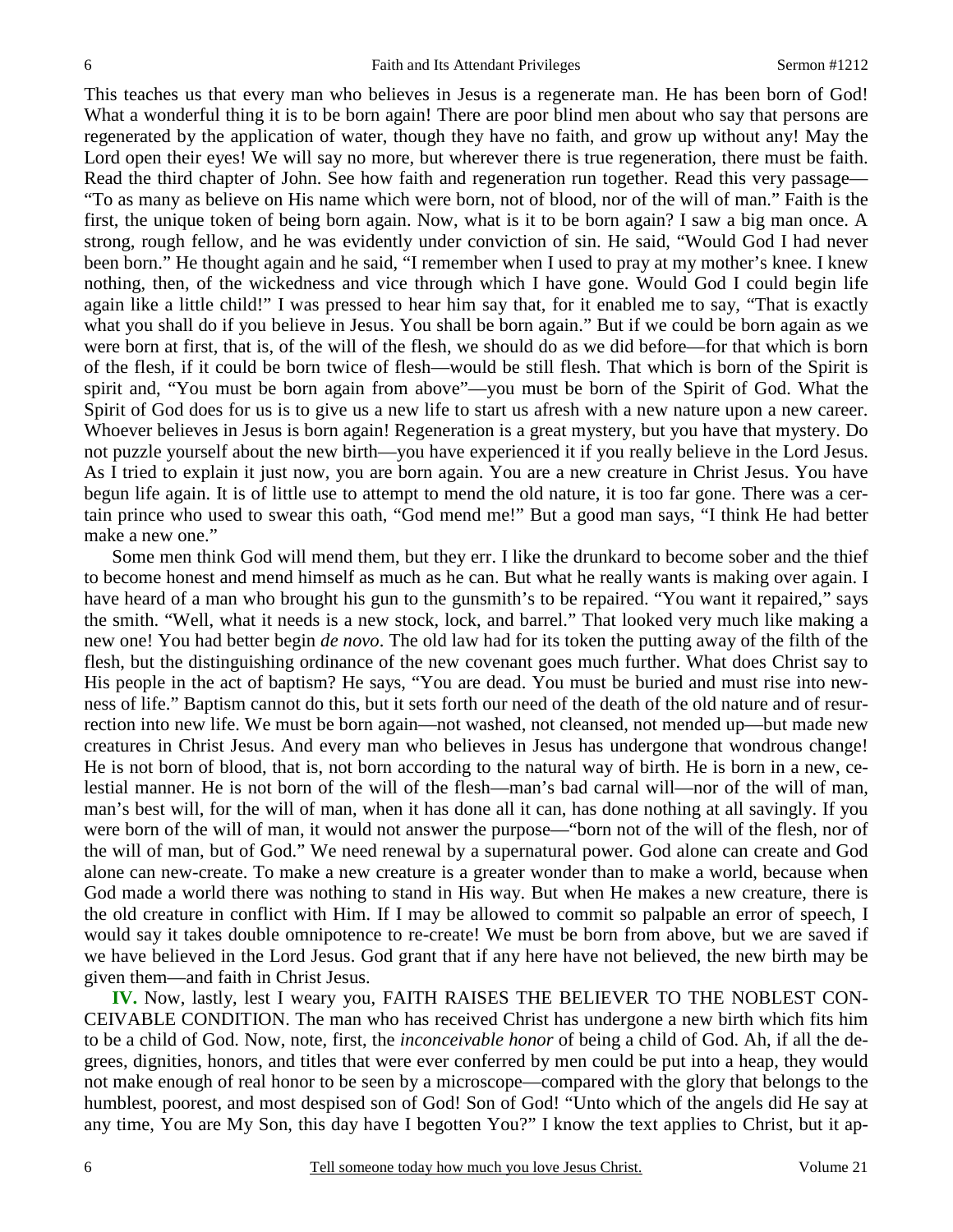This teaches us that every man who believes in Jesus is a regenerate man. He has been born of God! What a wonderful thing it is to be born again! There are poor blind men about who say that persons are regenerated by the application of water, though they have no faith, and grow up without any! May the Lord open their eyes! We will say no more, but wherever there is true regeneration, there must be faith. Read the third chapter of John. See how faith and regeneration run together. Read this very passage—"To as many as believe on His name which were born, not of blood, nor of the will of man." Faith is the first, the unique token of being born again. Now, what is it to be born again? I saw a big man once. A strong, rough fellow, and he was evidently under conviction of sin. He said, "Would God I had never been born." He thought again and he said, "I remember when I used to pray at my mother's knee. I knew nothing, then, of the wickedness and vice through which I have gone. Would God I could begin life again like a little child!" I was pressed to hear him say that, for it enabled me to say, "That is exactly what you shall do if you believe in Jesus. You shall be born again." But if we could be born again as we were born at first, that is, of the will of the flesh, we should do as we did before—for that which is born of the flesh, if it could be born twice of flesh—would be still flesh. That which is born of the Spirit is spirit and, "You must be born again from above"—you must be born of the Spirit of God. What the Spirit of God does for us is to give us a new life to start us afresh with a new nature upon a new career. Whoever believes in Jesus is born again! Regeneration is a great mystery, but you have that mystery. Do not puzzle yourself about the new birth—you have experienced it if you really believe in the Lord Jesus. As I tried to explain it just now, you are born again. You are a new creature in Christ Jesus. You have begun life again. It is of little use to attempt to mend the old nature, it is too far gone. There was a certain prince who used to swear this oath, "God mend me!" But a good man says, "I think He had better make a new one."

Some men think God will mend them, but they err. I like the drunkard to become sober and the thief to become honest and mend himself as much as he can. But what he really wants is making over again. I have heard of a man who brought his gun to the gunsmith's to be repaired. "You want it repaired," says the smith. "Well, what it needs is a new stock, lock, and barrel." That looked very much like making a new one! You had better begin *de novo*. The old law had for its token the putting away of the filth of the flesh, but the distinguishing ordinance of the new covenant goes much further. What does Christ say to His people in the act of baptism? He says, "You are dead. You must be buried and must rise into newness of life." Baptism cannot do this, but it sets forth our need of the death of the old nature and of resurrection into new life. We must be born again—not washed, not cleansed, not mended up—but made new creatures in Christ Jesus. And every man who believes in Jesus has undergone that wondrous change! He is not born of blood, that is, not born according to the natural way of birth. He is born in a new, celestial manner. He is not born of the will of the flesh—man's bad carnal will—nor of the will of man, man's best will, for the will of man, when it has done all it can, has done nothing at all savingly. If you were born of the will of man, it would not answer the purpose—"born not of the will of the flesh, nor of the will of man, but of God." We need renewal by a supernatural power. God alone can create and God alone can new-create. To make a new creature is a greater wonder than to make a world, because when God made a world there was nothing to stand in His way. But when He makes a new creature, there is the old creature in conflict with Him. If I may be allowed to commit so palpable an error of speech, I would say it takes double omnipotence to re-create! We must be born from above, but we are saved if we have believed in the Lord Jesus. God grant that if any here have not believed, the new birth may be given them—and faith in Christ Jesus.

**IV.** Now, lastly, lest I weary you, FAITH RAISES THE BELIEVER TO THE NOBLEST CONCEIVABLE CONDITION. The man who has received Christ has undergone a new birth which fits him to be a child of God. Now, note, first, the *inconceivable honor* of being a child of God. Ah, if all the degrees, dignities, honors, and titles that were ever conferred by men could be put into a heap, they would not make enough of real honor to be seen by a microscope—compared with the glory that belongs to the humblest, poorest, and most despised son of God! Son of God! "Unto which of the angels did He say at any time, You are My Son, this day have I begotten You?" I know the text applies to Christ, but it ap-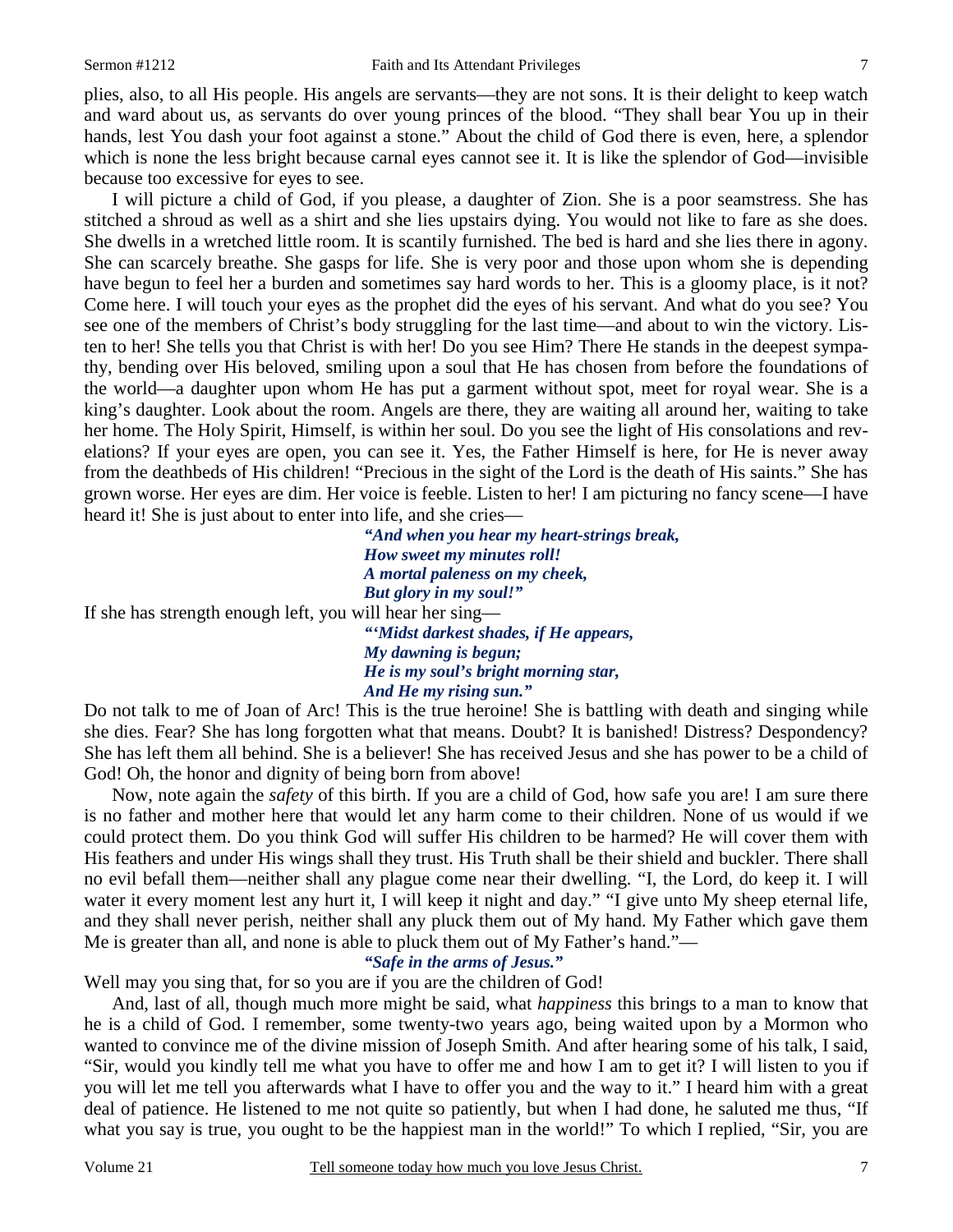plies, also, to all His people. His angels are servants—they are not sons. It is their delight to keep watch and ward about us, as servants do over young princes of the blood. "They shall bear You up in their hands, lest You dash your foot against a stone." About the child of God there is even, here, a splendor which is none the less bright because carnal eyes cannot see it. It is like the splendor of God—invisible because too excessive for eyes to see.

I will picture a child of God, if you please, a daughter of Zion. She is a poor seamstress. She has stitched a shroud as well as a shirt and she lies upstairs dying. You would not like to fare as she does. She dwells in a wretched little room. It is scantily furnished. The bed is hard and she lies there in agony. She can scarcely breathe. She gasps for life. She is very poor and those upon whom she is depending have begun to feel her a burden and sometimes say hard words to her. This is a gloomy place, is it not? Come here. I will touch your eyes as the prophet did the eyes of his servant. And what do you see? You see one of the members of Christ's body struggling for the last time—and about to win the victory. Listen to her! She tells you that Christ is with her! Do you see Him? There He stands in the deepest sympathy, bending over His beloved, smiling upon a soul that He has chosen from before the foundations of the world—a daughter upon whom He has put a garment without spot, meet for royal wear. She is a king's daughter. Look about the room. Angels are there, they are waiting all around her, waiting to take her home. The Holy Spirit, Himself, is within her soul. Do you see the light of His consolations and revelations? If your eyes are open, you can see it. Yes, the Father Himself is here, for He is never away from the deathbeds of His children! "Precious in the sight of the Lord is the death of His saints." She has grown worse. Her eyes are dim. Her voice is feeble. Listen to her! I am picturing no fancy scene—I have heard it! She is just about to enter into life, and she cries—

> ***"And when you hear my heart-strings break,***
> ***How sweet my minutes roll!***
> ***A mortal paleness on my cheek,***
> ***But glory in my soul!"***

If she has strength enough left, you will hear her sing—

> ***"'Midst darkest shades, if He appears,***
> ***My dawning is begun;***
> ***He is my soul's bright morning star,***
> ***And He my rising sun."***

Do not talk to me of Joan of Arc! This is the true heroine! She is battling with death and singing while she dies. Fear? She has long forgotten what that means. Doubt? It is banished! Distress? Despondency? She has left them all behind. She is a believer! She has received Jesus and she has power to be a child of God! Oh, the honor and dignity of being born from above!

Now, note again the *safety* of this birth. If you are a child of God, how safe you are! I am sure there is no father and mother here that would let any harm come to their children. None of us would if we could protect them. Do you think God will suffer His children to be harmed? He will cover them with His feathers and under His wings shall they trust. His Truth shall be their shield and buckler. There shall no evil befall them—neither shall any plague come near their dwelling. "I, the Lord, do keep it. I will water it every moment lest any hurt it, I will keep it night and day." "I give unto My sheep eternal life, and they shall never perish, neither shall any pluck them out of My hand. My Father which gave them Me is greater than all, and none is able to pluck them out of My Father's hand."—

> ***"Safe in the arms of Jesus."***

Well may you sing that, for so you are if you are the children of God!

And, last of all, though much more might be said, what *happiness* this brings to a man to know that he is a child of God. I remember, some twenty-two years ago, being waited upon by a Mormon who wanted to convince me of the divine mission of Joseph Smith. And after hearing some of his talk, I said, "Sir, would you kindly tell me what you have to offer me and how I am to get it? I will listen to you if you will let me tell you afterwards what I have to offer you and the way to it." I heard him with a great deal of patience. He listened to me not quite so patiently, but when I had done, he saluted me thus, "If what you say is true, you ought to be the happiest man in the world!" To which I replied, "Sir, you are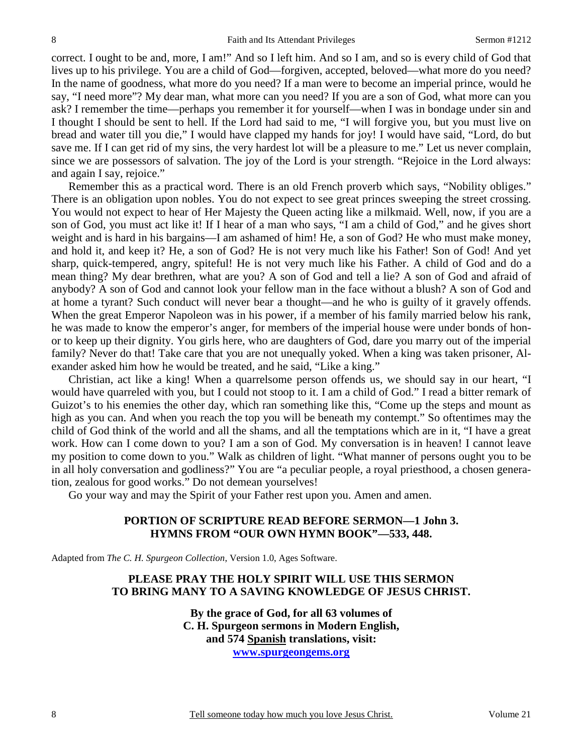correct. I ought to be and, more, I am!" And so I left him. And so I am, and so is every child of God that lives up to his privilege. You are a child of God—forgiven, accepted, beloved—what more do you need? In the name of goodness, what more do you need? If a man were to become an imperial prince, would he say, "I need more"? My dear man, what more can you need? If you are a son of God, what more can you ask? I remember the time—perhaps you remember it for yourself—when I was in bondage under sin and I thought I should be sent to hell. If the Lord had said to me, "I will forgive you, but you must live on bread and water till you die," I would have clapped my hands for joy! I would have said, "Lord, do but save me. If I can get rid of my sins, the very hardest lot will be a pleasure to me." Let us never complain, since we are possessors of salvation. The joy of the Lord is your strength. "Rejoice in the Lord always: and again I say, rejoice."

Remember this as a practical word. There is an old French proverb which says, "Nobility obliges." There is an obligation upon nobles. You do not expect to see great princes sweeping the street crossing. You would not expect to hear of Her Majesty the Queen acting like a milkmaid. Well, now, if you are a son of God, you must act like it! If I hear of a man who says, "I am a child of God," and he gives short weight and is hard in his bargains—I am ashamed of him! He, a son of God? He who must make money, and hold it, and keep it? He, a son of God? He is not very much like his Father! Son of God! And yet sharp, quick-tempered, angry, spiteful! He is not very much like his Father. A child of God and do a mean thing? My dear brethren, what are you? A son of God and tell a lie? A son of God and afraid of anybody? A son of God and cannot look your fellow man in the face without a blush? A son of God and at home a tyrant? Such conduct will never bear a thought—and he who is guilty of it gravely offends. When the great Emperor Napoleon was in his power, if a member of his family married below his rank, he was made to know the emperor's anger, for members of the imperial house were under bonds of honor to keep up their dignity. You girls here, who are daughters of God, dare you marry out of the imperial family? Never do that! Take care that you are not unequally yoked. When a king was taken prisoner, Alexander asked him how he would be treated, and he said, "Like a king."

Christian, act like a king! When a quarrelsome person offends us, we should say in our heart, "I would have quarreled with you, but I could not stoop to it. I am a child of God." I read a bitter remark of Guizot's to his enemies the other day, which ran something like this, "Come up the steps and mount as high as you can. And when you reach the top you will be beneath my contempt." So oftentimes may the child of God think of the world and all the shams, and all the temptations which are in it, "I have a great work. How can I come down to you? I am a son of God. My conversation is in heaven! I cannot leave my position to come down to you." Walk as children of light. "What manner of persons ought you to be in all holy conversation and godliness?" You are "a peculiar people, a royal priesthood, a chosen generation, zealous for good works." Do not demean yourselves!

Go your way and may the Spirit of your Father rest upon you. Amen and amen.

**PORTION OF SCRIPTURE READ BEFORE SERMON—1 John 3.**
**HYMNS FROM "OUR OWN HYMN BOOK"—533, 448.**

Adapted from *The C. H. Spurgeon Collection,* Version 1.0, Ages Software.

**PLEASE PRAY THE HOLY SPIRIT WILL USE THIS SERMON TO BRING MANY TO A SAVING KNOWLEDGE OF JESUS CHRIST.**

**By the grace of God, for all 63 volumes of C. H. Spurgeon sermons in Modern English, and 574 Spanish translations, visit: www.spurgeongems.org**

Tell someone today how much you love Jesus Christ.